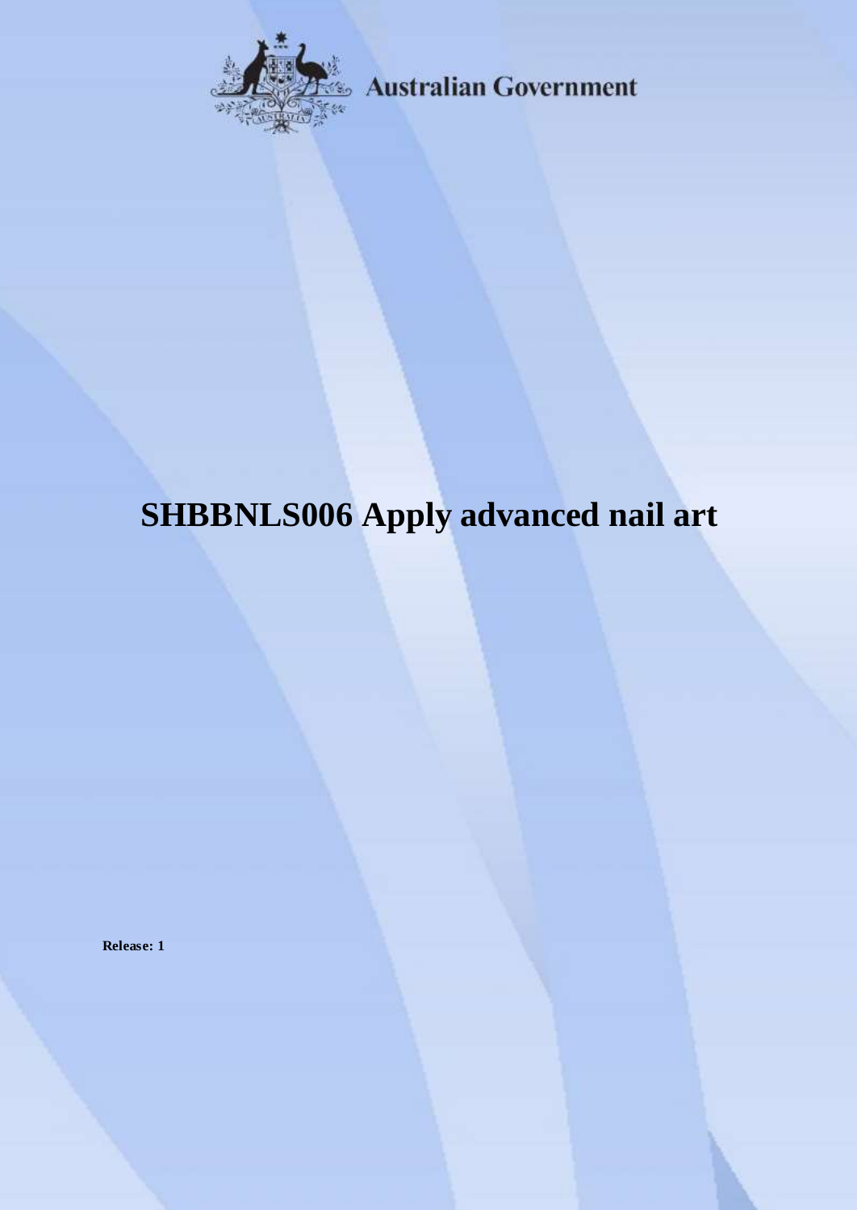Australian Government

# SHBBNLS006 Apply advanced nail art

**Release: 1**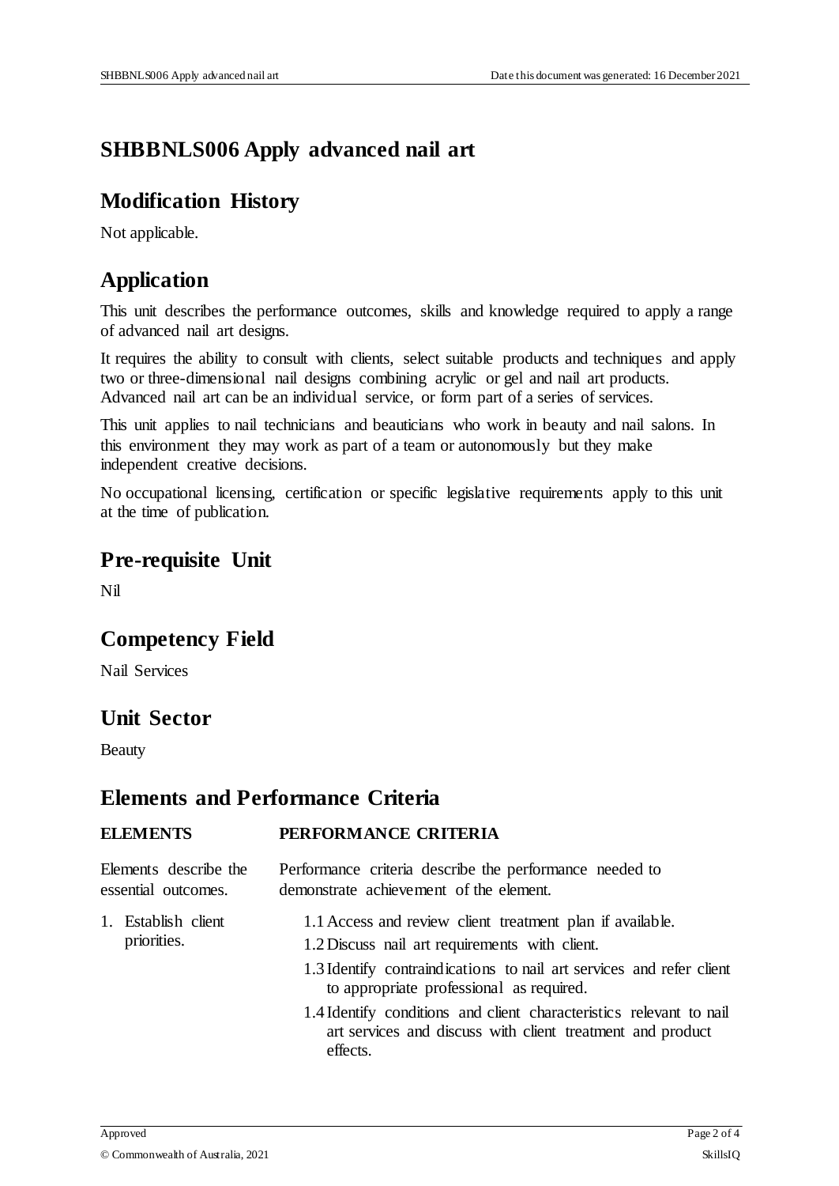# SHBBNLS006 Apply advanced nail art

## Modification History

Not applicable.

## Application

This unit describes the performance outcomes, skills and knowledge required to apply a range of advanced nail art designs.

It requires the ability to consult with clients, select suitable products and techniques and apply two or three-dimensional nail designs combining acrylic or gel and nail art products. Advanced nail art can be an individual service, or form part of a series of services.

This unit applies to nail technicians and beauticians who work in beauty and nail salons. In this environment they may work as part of a team or autonomously but they make independent creative decisions.

No occupational licensing, certification or specific legislative requirements apply to this unit at the time of publication.

## Pre-requisite Unit

Nil

## Competency Field

Nail Services

## Unit Sector

Beauty

## Elements and Performance Criteria

| ELEMENTS | PERFORMANCE CRITERIA |
|---|---|
| Elements describe the essential outcomes. | Performance criteria describe the performance needed to demonstrate achievement of the element. |
| 1. Establish client priorities. | 1.1 Access and review client treatment plan if available. |
| | 1.2 Discuss nail art requirements with client. |
| | 1.3 Identify contraindications to nail art services and refer client to appropriate professional as required. |
| | 1.4 Identify conditions and client characteristics relevant to nail art services and discuss with client treatment and product effects. |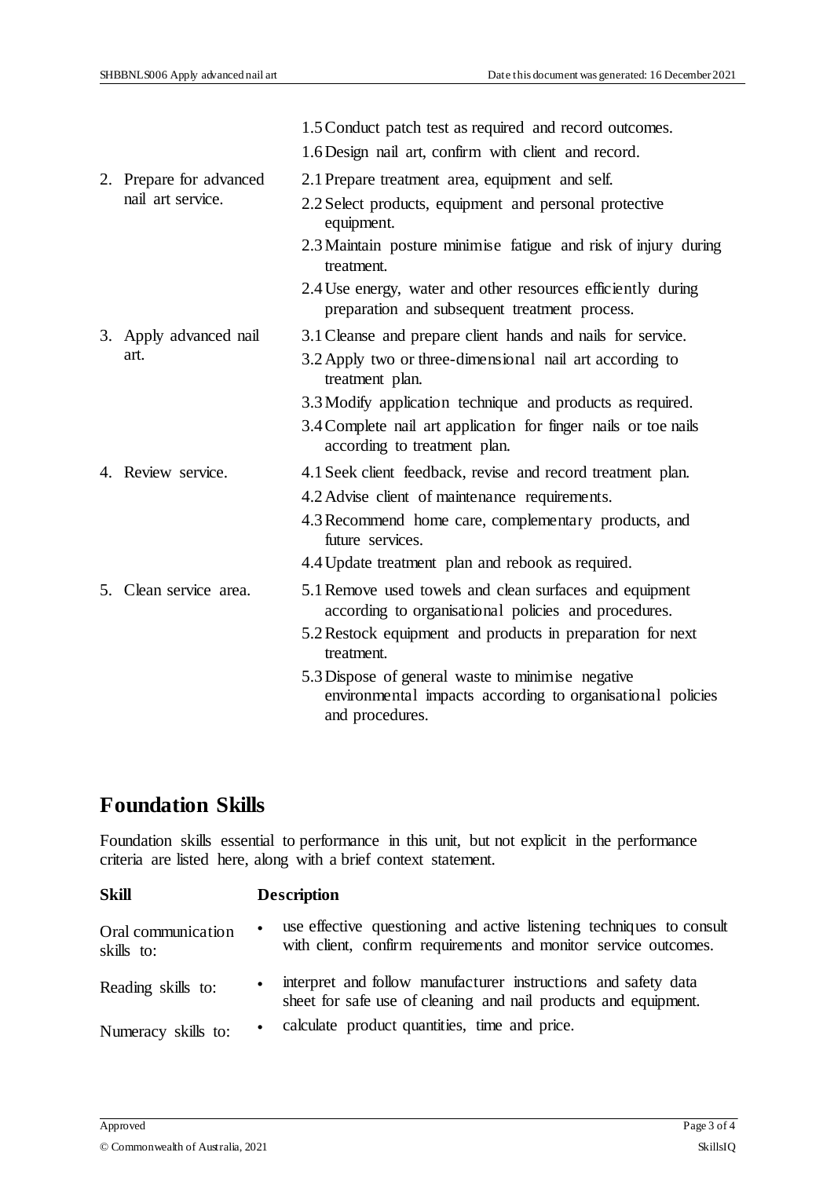| | |
|---|---|
| | 1.5 Conduct patch test as required and record outcomes. |
| | 1.6 Design nail art, confirm with client and record. |
| 2. Prepare for advanced nail art service. | 2.1 Prepare treatment area, equipment and self. |
| | 2.2 Select products, equipment and personal protective equipment. |
| | 2.3 Maintain posture minimise fatigue and risk of injury during treatment. |
| | 2.4 Use energy, water and other resources efficiently during preparation and subsequent treatment process. |
| 3. Apply advanced nail art. | 3.1 Cleanse and prepare client hands and nails for service. |
| | 3.2 Apply two or three-dimensional nail art according to treatment plan. |
| | 3.3 Modify application technique and products as required. |
| | 3.4 Complete nail art application for finger nails or toe nails according to treatment plan. |
| 4. Review service. | 4.1 Seek client feedback, revise and record treatment plan. |
| | 4.2 Advise client of maintenance requirements. |
| | 4.3 Recommend home care, complementary products, and future services. |
| | 4.4 Update treatment plan and rebook as required. |
| 5. Clean service area. | 5.1 Remove used towels and clean surfaces and equipment according to organisational policies and procedures. |
| | 5.2 Restock equipment and products in preparation for next treatment. |
| | 5.3 Dispose of general waste to minimise negative environmental impacts according to organisational policies and procedures. |

## Foundation Skills

Foundation skills essential to performance in this unit, but not explicit in the performance criteria are listed here, along with a brief context statement.

| Skill | Description |
|---|---|
| Oral communication skills to: | • use effective questioning and active listening techniques to consult with client, confirm requirements and monitor service outcomes. |
| Reading skills to: | • interpret and follow manufacturer instructions and safety data sheet for safe use of cleaning and nail products and equipment. |
| Numeracy skills to: | • calculate product quantities, time and price. |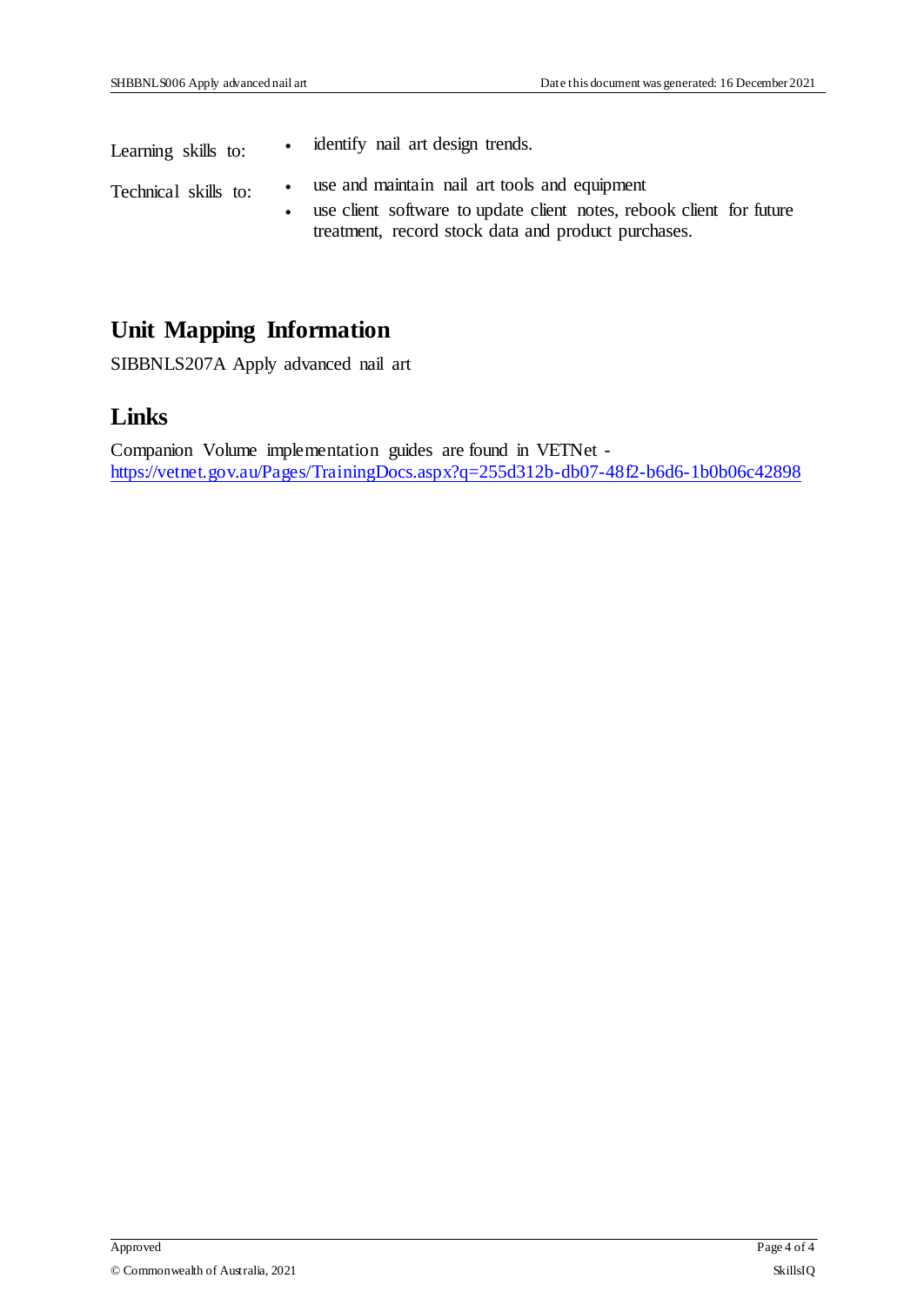Learning skills to:

- identify nail art design trends.

Technical skills to:

- use and maintain nail art tools and equipment
- use client software to update client notes, rebook client for future treatment, record stock data and product purchases.

## Unit Mapping Information

SIBBNLS207A Apply advanced nail art

## Links

Companion Volume implementation guides are found in VETNet - https://vetnet.gov.au/Pages/TrainingDocs.aspx?q=255d312b-db07-48f2-b6d6-1b0b06c42898